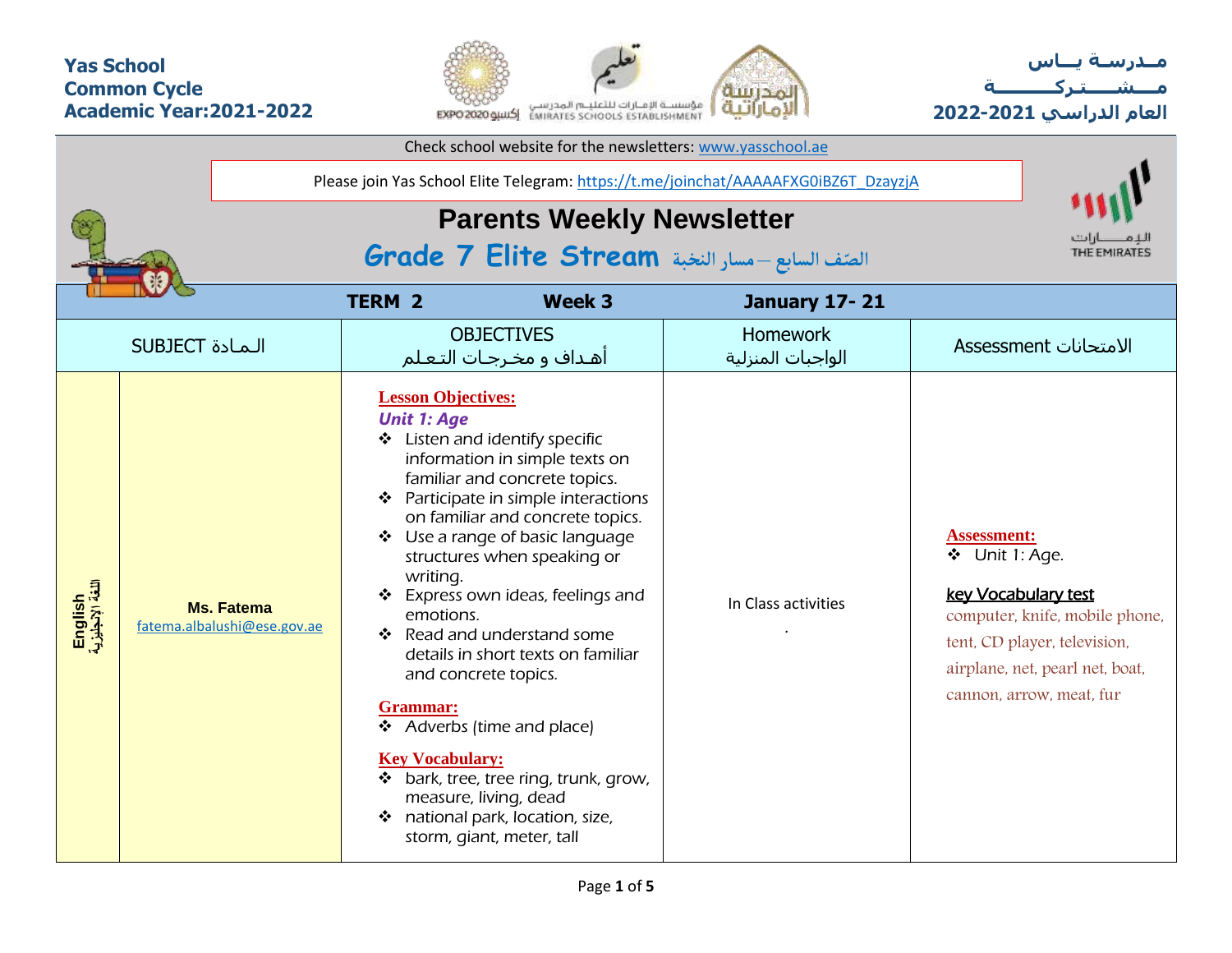**Yas School**
**Common Cycle**
**Academic Year:2021-2022**

**مـدرسـة يــاس**
**مــشــــتــركــــــــة**
**العام الدراسي 2021-2022**

Check school website for the newsletters: www.yasschool.ae

Please join Yas School Elite Telegram: https://t.me/joinchat/AAAAAFXG0iBZ6T_DzayzjA

# Parents Weekly Newsletter

## Grade 7 Elite Stream الصّف السابع – مسار النخبة

| TERM 2 | Week 3 | January 17- 21 | |
|---|---|---|---|
| SUBJECT الـمـادة | OBJECTIVES<br>أهـداف و مخـرجـات التـعـلـم | Homework<br>الواجبات المنزلية | Assessment الامتحانات |
| **English اللغة الإنجليزية**<br>**Ms. Fatema**<br>fatema.albalushi@ese.gov.ae | **Lesson Objectives:**<br>***Unit 1: Age***<br>❖ Listen and identify specific information in simple texts on familiar and concrete topics.<br>❖ Participate in simple interactions on familiar and concrete topics.<br>❖ Use a range of basic language structures when speaking or writing.<br>❖ Express own ideas, feelings and emotions.<br>❖ Read and understand some details in short texts on familiar and concrete topics.<br>**Grammar:**<br>❖ Adverbs (time and place)<br>**Key Vocabulary:**<br>❖ bark, tree, tree ring, trunk, grow, measure, living, dead<br>❖ national park, location, size, storm, giant, meter, tall | In Class activities<br>. | **Assessment:**<br>❖ Unit 1: Age.<br>key Vocabulary test<br>computer, knife, mobile phone, tent, CD player, television, airplane, net, pearl net, boat, cannon, arrow, meat, fur |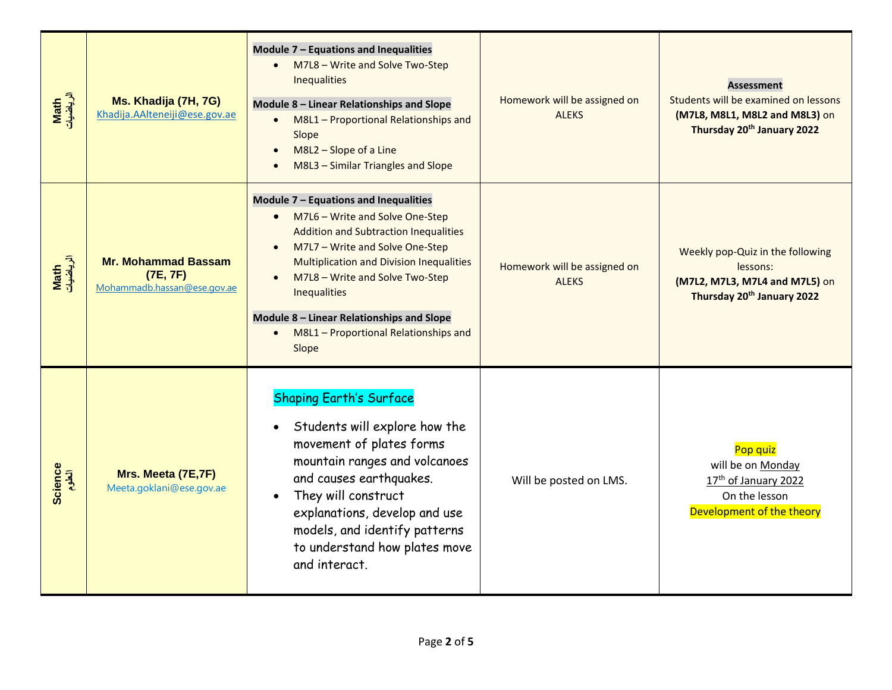| Math الرياضيات | Ms. Khadija (7H, 7G)<br>Khadija.AAlteneiji@ese.gov.ae | **Module 7 – Equations and Inequalities**<br>• M7L8 – Write and Solve Two-Step Inequalities<br>**Module 8 – Linear Relationships and Slope**<br>• M8L1 – Proportional Relationships and Slope<br>• M8L2 – Slope of a Line<br>• M8L3 – Similar Triangles and Slope | Homework will be assigned on ALEKS | **Assessment**<br>Students will be examined on lessons **(M7L8, M8L1, M8L2 and M8L3)** on **Thursday 20th January 2022** |
|---|---|---|---|---|
| Math الرياضيات | Mr. Mohammad Bassam (7E, 7F)<br>Mohammadb.hassan@ese.gov.ae | **Module 7 – Equations and Inequalities**<br>• M7L6 – Write and Solve One-Step Addition and Subtraction Inequalities<br>• M7L7 – Write and Solve One-Step Multiplication and Division Inequalities<br>• M7L8 – Write and Solve Two-Step Inequalities<br>**Module 8 – Linear Relationships and Slope**<br>• M8L1 – Proportional Relationships and Slope | Homework will be assigned on ALEKS | Weekly pop-Quiz in the following lessons:<br>**(M7L2, M7L3, M7L4 and M7L5)** on **Thursday 20th January 2022** |
| Science العلوم | Mrs. Meeta (7E,7F)<br>Meeta.goklani@ese.gov.ae | Shaping Earth's Surface<br>• Students will explore how the movement of plates forms mountain ranges and volcanoes and causes earthquakes.<br>• They will construct explanations, develop and use models, and identify patterns to understand how plates move and interact. | Will be posted on LMS. | Pop quiz<br>will be on Monday 17th of January 2022<br>On the lesson<br>Development of the theory |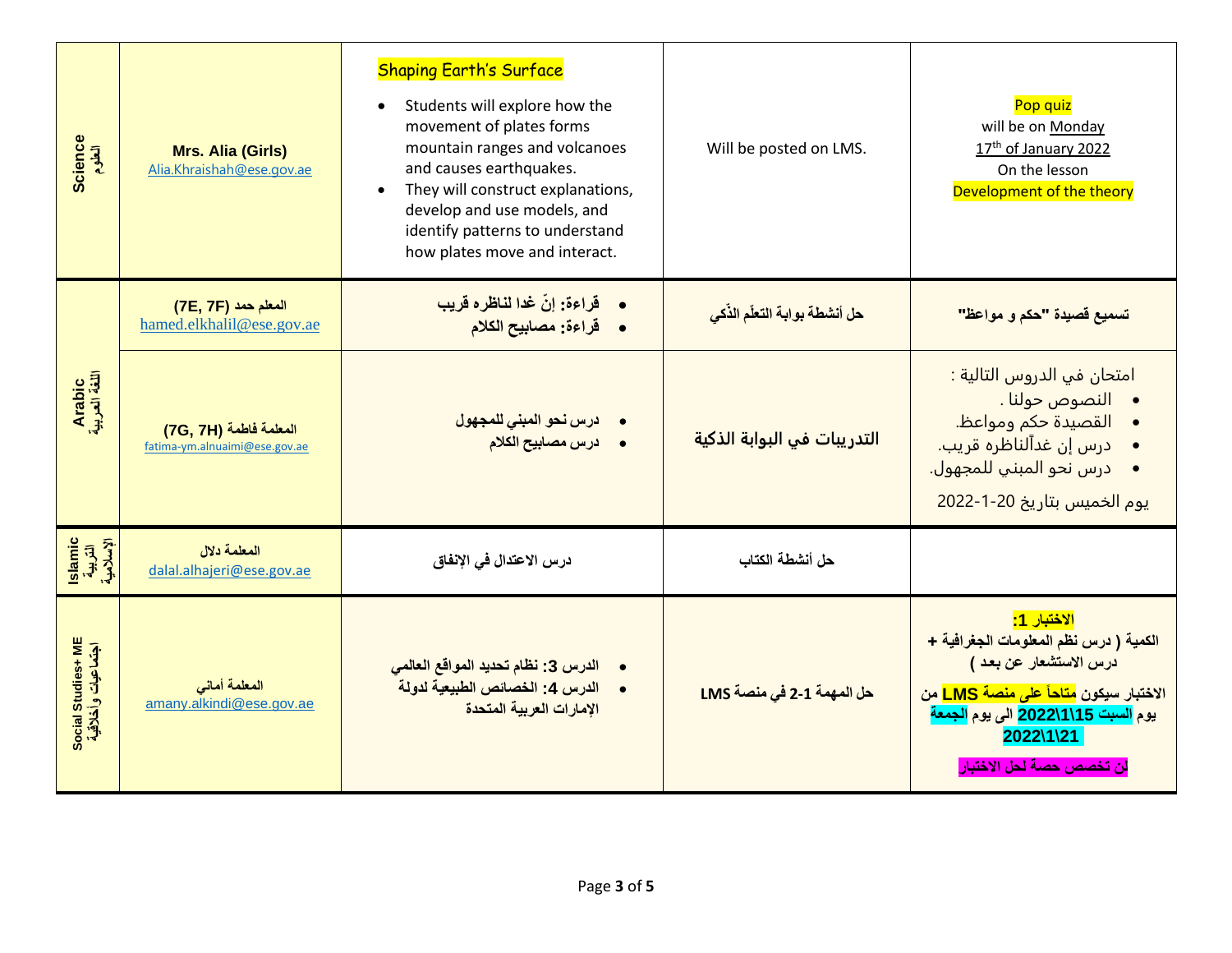| | | | | |
|---|---|---|---|---|
| **Science العلوم** | **Mrs. Alia (Girls)** Alia.Khraishah@ese.gov.ae | Shaping Earth's Surface<br>• Students will explore how the movement of plates forms mountain ranges and volcanoes and causes earthquakes.<br>• They will construct explanations, develop and use models, and identify patterns to understand how plates move and interact. | Will be posted on LMS. | Pop quiz will be on Monday 17th of January 2022 On the lesson Development of the theory |
| **Arabic اللغة العربية** | **المعلم حمد (7E, 7F)** hamed.elkhalil@ese.gov.ae | • **قراءة: إنّ غدا لناظره قريب**<br>• **قراءة: مصابيح الكلام** | **حل أنشطة بوابة التعلّم الذّكي** | **تسميع قصيدة "حكم و مواعظ"** |
| | **المعلمة فاطمة (7G, 7H)** fatima-ym.alnuaimi@ese.gov.ae | • **درس نحو المبني للمجهول**<br>• **درس مصابيح الكلام** | **التدريبات في البوابة الذكية** | امتحان في الدروس التالية :<br>• النصوص حولنا .<br>• القصيدة حكم ومواعظ.<br>• درس إن غداًلناظره قريب.<br>• درس نحو المبني للمجهول.<br>يوم الخميس بتاريخ 20-1-2022 |
| **Islamic التربية الإسلامية** | **المعلمة دلال** dalal.alhajeri@ese.gov.ae | **درس الاعتدال في الإنفاق** | **حل أنشطة الكتاب** | |
| **Social Studies+ ME اجتماعيات وأخلاقية** | **المعلمة أماني** amany.alkindi@ese.gov.ae | • **الدرس 3: نظام تحديد المواقع العالمي**<br>• **الدرس 4: الخصائص الطبيعية لدولة الإمارات العربية المتحدة** | **حل المهمة 1-2 في منصة LMS** | **الاختبار 1:**<br>**الكمية ( درس نظم المعلومات الجغرافية + درس الاستشعار عن بعد )**<br>**الاختبار سيكون متاحاً على منصة LMS من يوم السبت 2022\1\15 الى يوم الجمعة 2022\1\21**<br>**لن تخصص حصة لحل الاختبار** |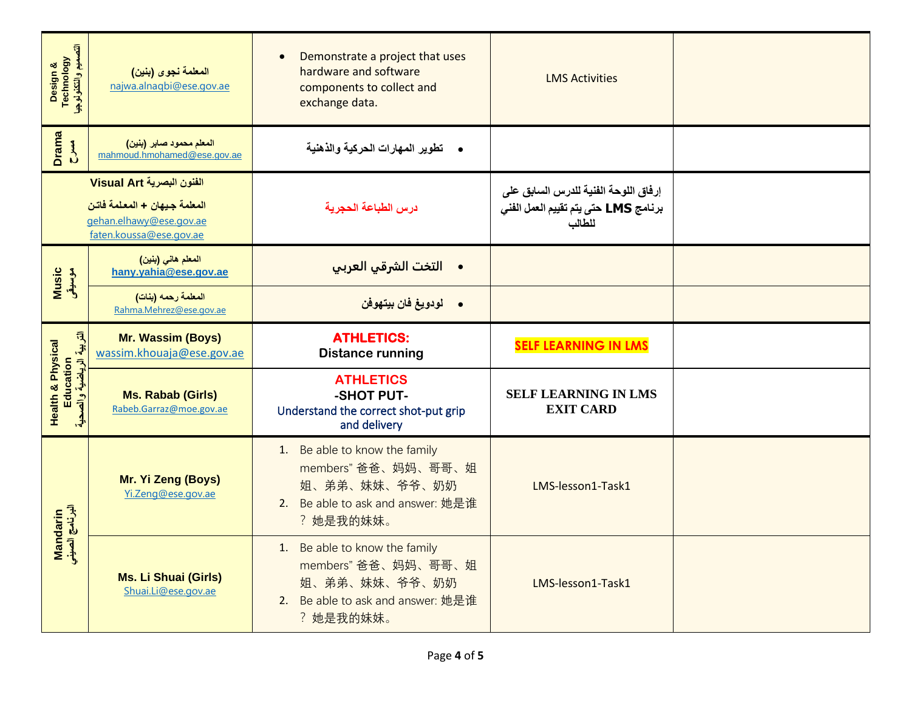| | | | | |
|---|---|---|---|---|
| Design & Technology التصميم والتكنولوجيا | المعلمة نجوى (بنين) najwa.alnaqbi@ese.gov.ae | • Demonstrate a project that uses hardware and software components to collect and exchange data. | LMS Activities | |
| Drama مسرح | المعلم محمود صابر (بنين) mahmoud.hmohamed@ese.gov.ae | • تطوير المهارات الحركية والذهنية | | |
| Visual Art الفنون البصرية | المعلمة جيهان + المعلمة فاتن gehan.elhawy@ese.gov.ae faten.koussa@ese.gov.ae | درس الطباعة الحجرية | إرفاق اللوحة الفنية للدرس السابق على برنامج LMS حتى يتم تقييم العمل الفني للطالب | |
| Music موسيقى | المعلم هاني (بنين) **hany.yahia@ese.gov.ae** | • التخت الشرقي العربي | | |
| | المعلمة رحمه (بنات) Rahma.Mehrez@ese.gov.ae | • لودويغ فان بيتهوفن | | |
| Health & Physical Education التربية الرياضية والصحية | **Mr. Wassim (Boys)** wassim.khouaja@ese.gov.ae | **ATHLETICS:** **Distance running** | **SELF LEARNING IN LMS** | |
| | **Ms. Rabab (Girls)** Rabeb.Garraz@moe.gov.ae | **ATHLETICS** **-SHOT PUT-** Understand the correct shot-put grip and delivery | **SELF LEARNING IN LMS EXIT CARD** | |
| Mandarin البرنامج الصيني | **Mr. Yi Zeng (Boys)** Yi.Zeng@ese.gov.ae | 1. Be able to know the family members” 爸爸、妈妈、哥哥、姐姐、弟弟、妹妹、爷爷、奶奶 2. Be able to ask and answer: 她是谁？她是我的妹妹。 | LMS-lesson1-Task1 | |
| | **Ms. Li Shuai (Girls)** Shuai.Li@ese.gov.ae | 1. Be able to know the family members” 爸爸、妈妈、哥哥、姐姐、弟弟、妹妹、爷爷、奶奶 2. Be able to ask and answer: 她是谁？她是我的妹妹。 | LMS-lesson1-Task1 | |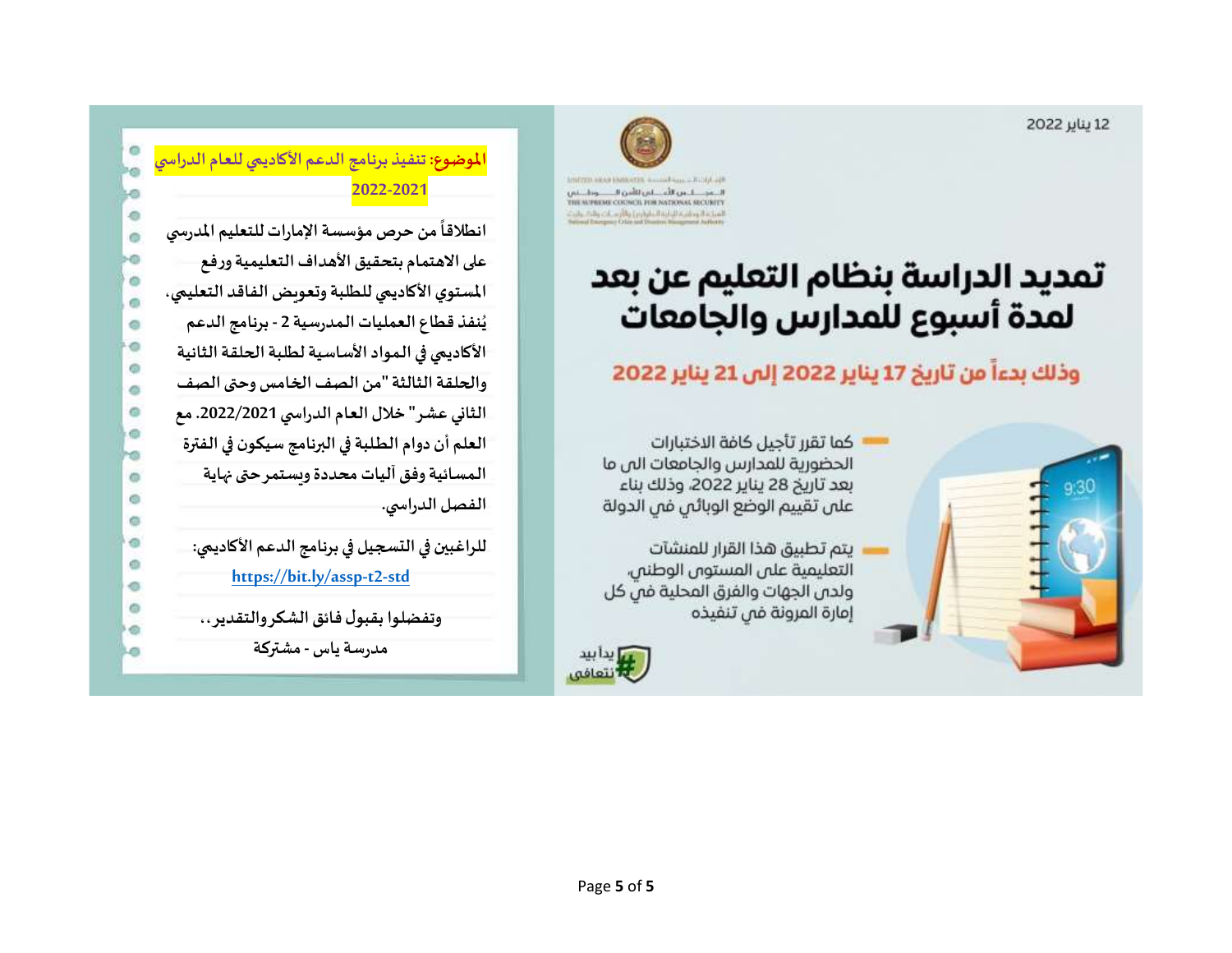**الموضوع: تنفيذ برنامج الدعم الأكاديمي للعام الدراسي 2022-2021**

انطلاقاً من حرص مؤسسة الإمارات للتعليم المدرسي على الاهتمام بتحقيق الأهداف التعليمية ورفع المستوى الأكاديمي للطلبة وتعويض الفاقد التعليمي، يُنفذ قطاع العمليات المدرسية 2 - برنامج الدعم الأكاديمي في المواد الأساسية لطلبة الحلقة الثانية والحلقة الثالثة "من الصف الخامس وحتى الصف الثاني عشر" خلال العام الدراسي 2022/2021. مع العلم أن دوام الطلبة في البرنامج سيكون في الفترة المسائية وفق آليات محددة ويستمر حتى نهاية الفصل الدراسي.

للراغبين في التسجيل في برنامج الدعم الأكاديمي:

https://bit.ly/assp-t2-std

وتفضلوا بقبول فائق الشكر والتقدير،،

مدرسة ياس - مشتركة

12 يناير 2022

الإمارات العربية المتحدة
المجلس الأعلى للأمن الوطني
UNITED ARAB EMIRATES
THE SUPREME COUNCIL FOR NATIONAL SECURITY
الهيئة الوطنية لإدارة الطوارئ والأزمات والكوارث
National Emergency Crisis and Disasters Management Authority

# تمديد الدراسة بنظام التعليم عن بعد لمدة أسبوع للمدارس والجامعات

## وذلك بدءاً من تاريخ 17 يناير 2022 إلى 21 يناير 2022

- كما تقرر تأجيل كافة الاختبارات الحضورية للمدارس والجامعات الى ما بعد تاريخ 28 يناير 2022، وذلك بناء على تقييم الوضع الوبائي في الدولة
- يتم تطبيق هذا القرار للمنشآت التعليمية على المستوى الوطني، ولدى الجهات والفرق المحلية في كل إمارة المرونة في تنفيذه

بدأ بيد
#نتعافى